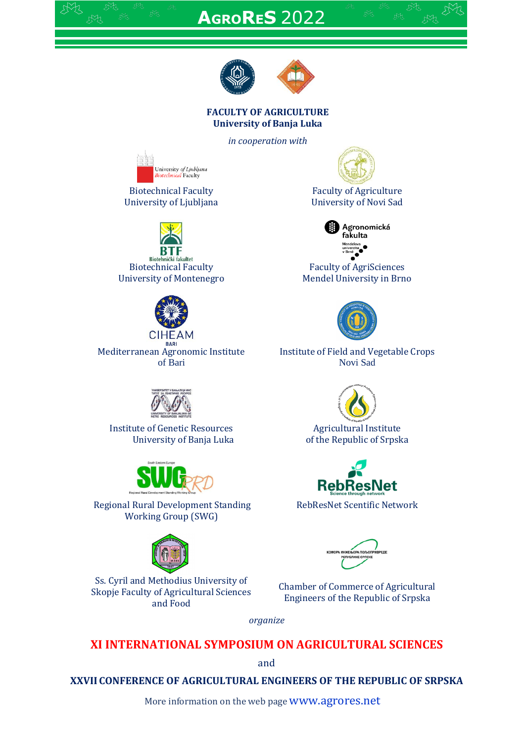# AgroReS 2022

**FACULTY OF AGRICULTURE**
**University of Banja Luka**

*in cooperation with*

Biotechnical Faculty
University of Ljubljana

Faculty of Agriculture
University of Novi Sad

Biotechnical Faculty
University of Montenegro

Faculty of AgriSciences
Mendel University in Brno

Mediterranean Agronomic Institute
of Bari

Institute of Field and Vegetable Crops
Novi Sad

Institute of Genetic Resources
University of Banja Luka

Agricultural Institute
of the Republic of Srpska

Regional Rural Development Standing
Working Group (SWG)

RebResNet Scentific Network

Ss. Cyril and Methodius University of
Skopje Faculty of Agricultural Sciences
and Food

Chamber of Commerce of Agricultural
Engineers of the Republic of Srpska

*organize*

## XI INTERNATIONAL SYMPOSIUM ON AGRICULTURAL SCIENCES

and

## XXVII CONFERENCE OF AGRICULTURAL ENGINEERS OF THE REPUBLIC OF SRPSKA

More information on the web page www.agrores.net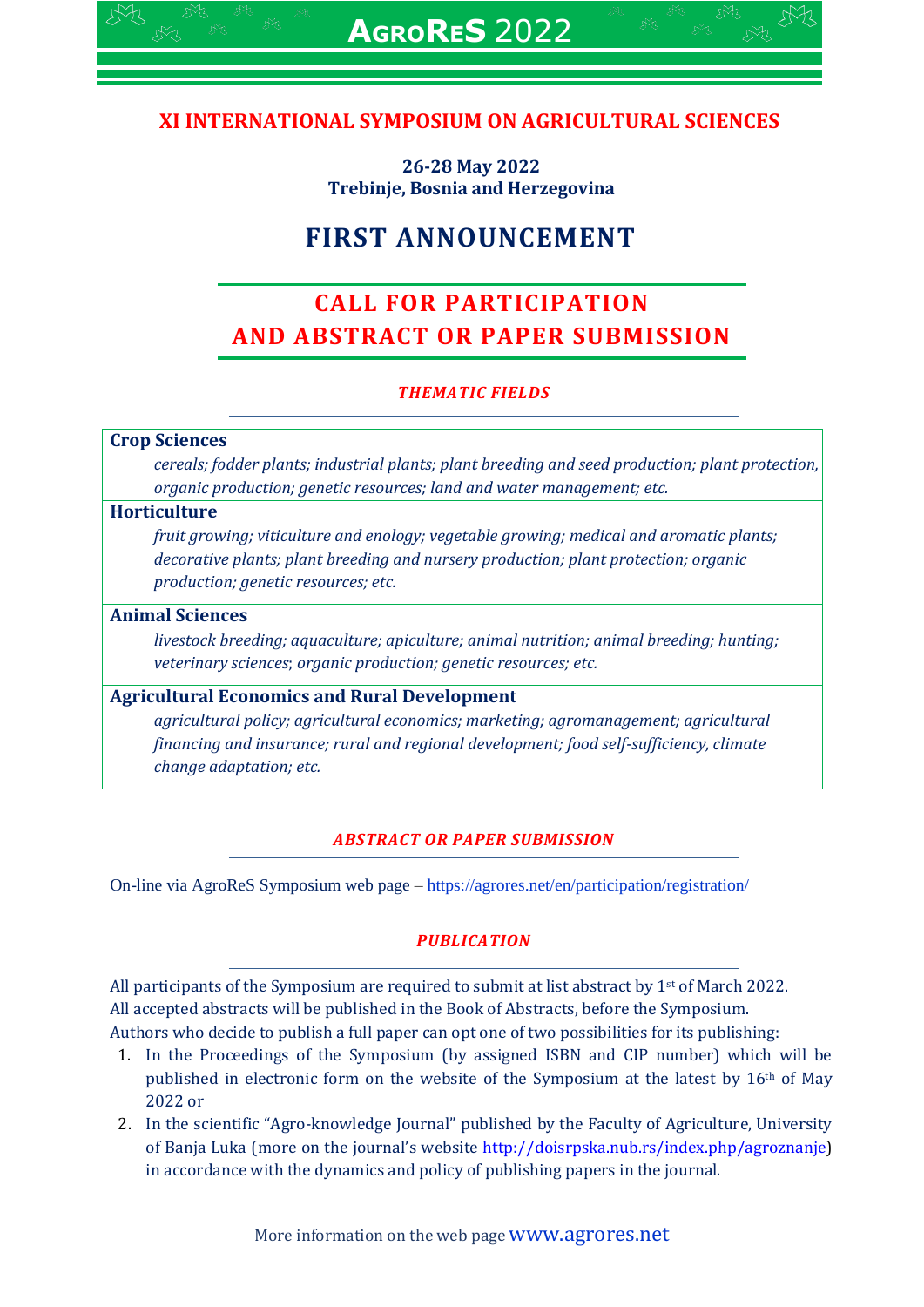# AgroReS 2022

## XI INTERNATIONAL SYMPOSIUM ON AGRICULTURAL SCIENCES

**26-28 May 2022**
**Trebinje, Bosnia and Herzegovina**

# FIRST ANNOUNCEMENT

## CALL FOR PARTICIPATION AND ABSTRACT OR PAPER SUBMISSION

### *THEMATIC FIELDS*

**Crop Sciences**

*cereals; fodder plants; industrial plants; plant breeding and seed production; plant protection, organic production; genetic resources; land and water management; etc.*

**Horticulture**

*fruit growing; viticulture and enology; vegetable growing; medical and aromatic plants; decorative plants; plant breeding and nursery production; plant protection; organic production; genetic resources; etc.*

**Animal Sciences**

*livestock breeding; aquaculture; apiculture; animal nutrition; animal breeding; hunting; veterinary sciences; organic production; genetic resources; etc.*

**Agricultural Economics and Rural Development**

*agricultural policy; agricultural economics; marketing; agromanagement; agricultural financing and insurance; rural and regional development; food self-sufficiency, climate change adaptation; etc.*

### *ABSTRACT OR PAPER SUBMISSION*

On-line via AgroReS Symposium web page – https://agrores.net/en/participation/registration/

### *PUBLICATION*

All participants of the Symposium are required to submit at list abstract by 1st of March 2022.
All accepted abstracts will be published in the Book of Abstracts, before the Symposium.
Authors who decide to publish a full paper can opt one of two possibilities for its publishing:

1. In the Proceedings of the Symposium (by assigned ISBN and CIP number) which will be published in electronic form on the website of the Symposium at the latest by 16th of May 2022 or
2. In the scientific "Agro-knowledge Journal" published by the Faculty of Agriculture, University of Banja Luka (more on the journal's website http://doisrpska.nub.rs/index.php/agroznanje) in accordance with the dynamics and policy of publishing papers in the journal.

More information on the web page www.agrores.net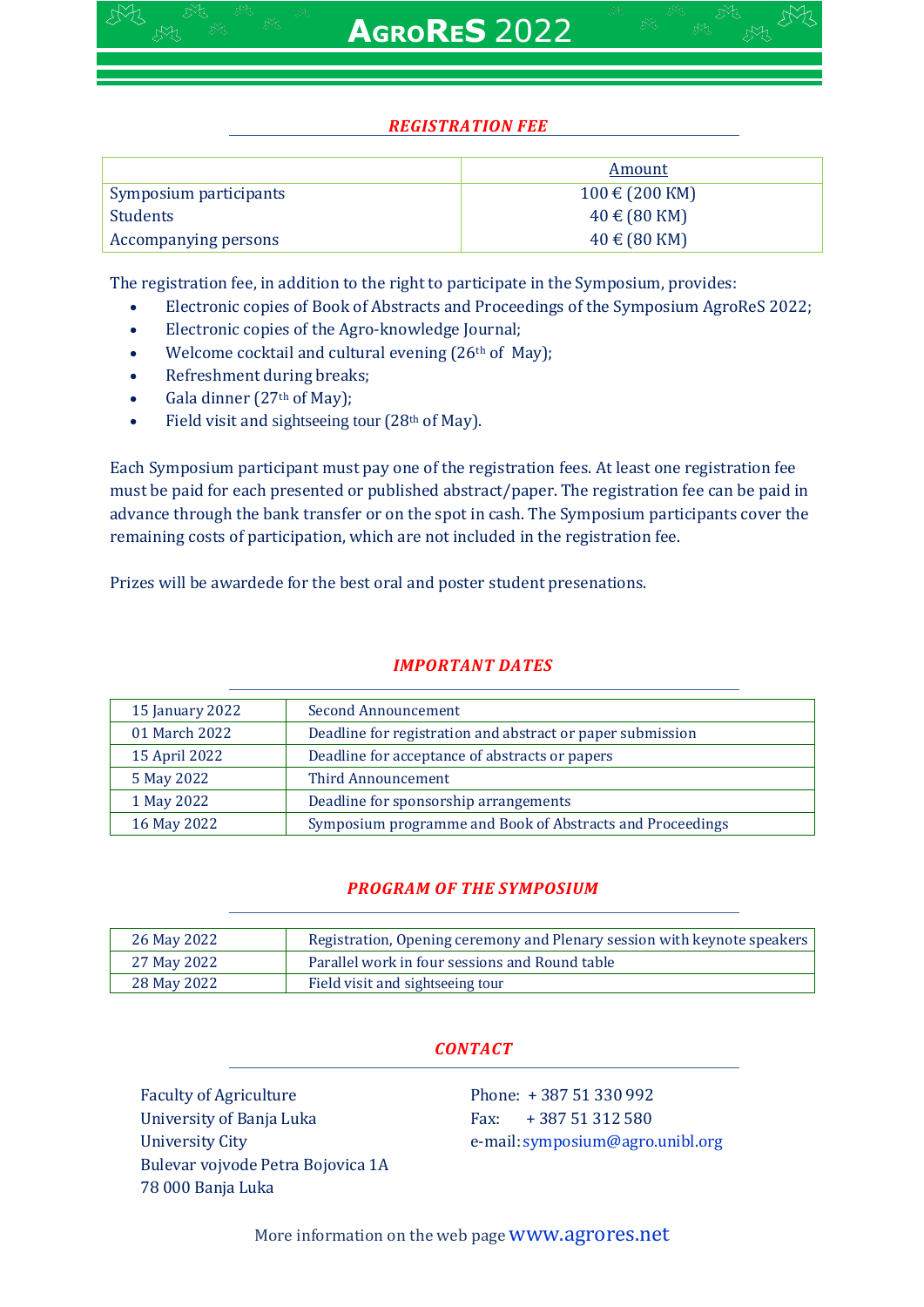## *REGISTRATION FEE*

| | Amount |
|---|---|
| Symposium participants | 100 € (200 KM) |
| Students | 40 € (80 KM) |
| Accompanying persons | 40 € (80 KM) |

The registration fee, in addition to the right to participate in the Symposium, provides:

- Electronic copies of Book of Abstracts and Proceedings of the Symposium AgroReS 2022;
- Electronic copies of the Agro-knowledge Journal;
- Welcome cocktail and cultural evening (26th of May);
- Refreshment during breaks;
- Gala dinner (27th of May);
- Field visit and sightseeing tour (28th of May).

Each Symposium participant must pay one of the registration fees. At least one registration fee must be paid for each presented or published abstract/paper. The registration fee can be paid in advance through the bank transfer or on the spot in cash. The Symposium participants cover the remaining costs of participation, which are not included in the registration fee.

Prizes will be awardede for the best oral and poster student presenations.

## *IMPORTANT DATES*

| | |
|---|---|
| 15 January 2022 | Second Announcement |
| 01 March 2022 | Deadline for registration and abstract or paper submission |
| 15 April 2022 | Deadline for acceptance of abstracts or papers |
| 5 May 2022 | Third Announcement |
| 1 May 2022 | Deadline for sponsorship arrangements |
| 16 May 2022 | Symposium programme and Book of Abstracts and Proceedings |

## *PROGRAM OF THE SYMPOSIUM*

| | |
|---|---|
| 26 May 2022 | Registration, Opening ceremony and Plenary session with keynote speakers |
| 27 May 2022 | Parallel work in four sessions and Round table |
| 28 May 2022 | Field visit and sightseeing tour |

## *CONTACT*

Faculty of Agriculture
University of Banja Luka
University City
Bulevar vojvode Petra Bojovica 1A
78 000 Banja Luka

Phone: + 387 51 330 992
Fax: + 387 51 312 580
e-mail: symposium@agro.unibl.org

More information on the web page www.agrores.net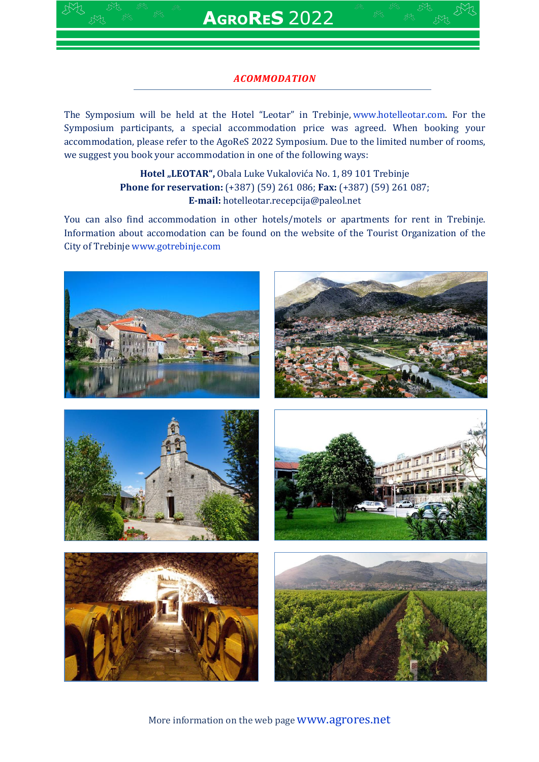## *ACCOMMODATION*

The Symposium will be held at the Hotel "Leotar" in Trebinje, www.hotelleotar.com. For the Symposium participants, a special accommodation price was agreed. When booking your accommodation, please refer to the AgoReS 2022 Symposium. Due to the limited number of rooms, we suggest you book your accommodation in one of the following ways:

**Hotel „LEOTAR",** Obala Luke Vukalovića No. 1, 89 101 Trebinje
**Phone for reservation:** (+387) (59) 261 086; **Fax:** (+387) (59) 261 087;
**E-mail:** hotelleotar.recepcija@paleol.net

You can also find accommodation in other hotels/motels or apartments for rent in Trebinje. Information about accomodation can be found on the website of the Tourist Organization of the City of Trebinje www.gotrebinje.com

More information on the web page www.agrores.net